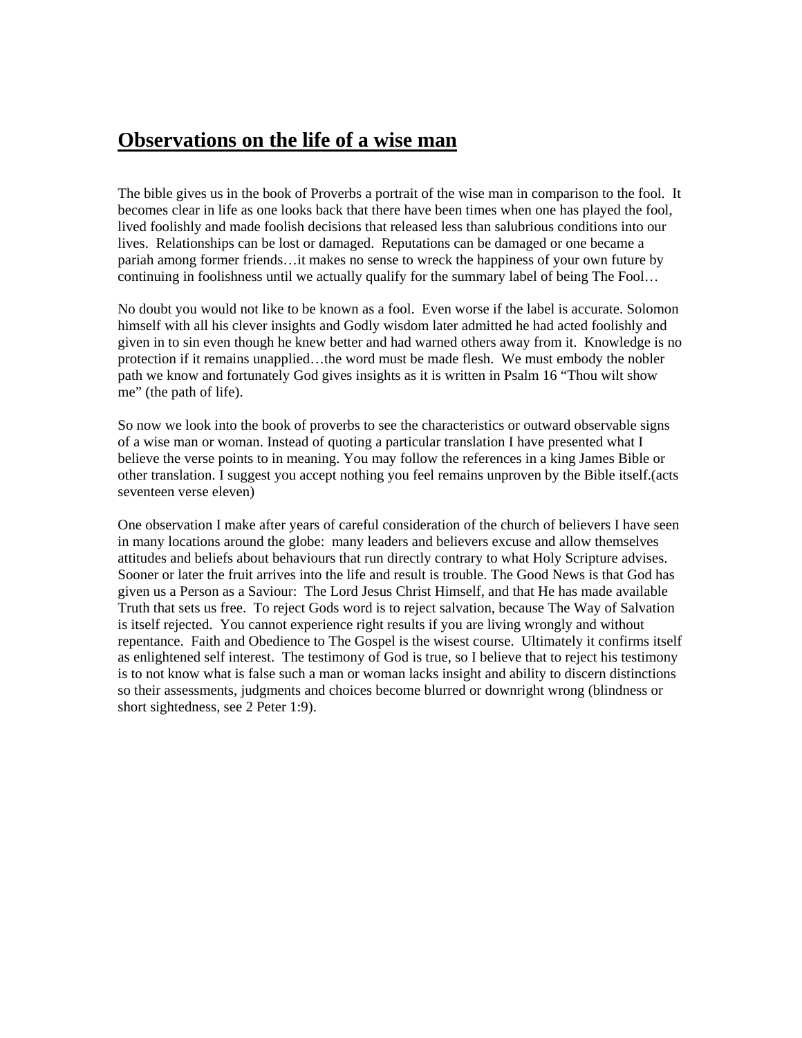# **Observations on the life of a wise man**

The bible gives us in the book of Proverbs a portrait of the wise man in comparison to the fool. It becomes clear in life as one looks back that there have been times when one has played the fool, lived foolishly and made foolish decisions that released less than salubrious conditions into our lives. Relationships can be lost or damaged. Reputations can be damaged or one became a pariah among former friends…it makes no sense to wreck the happiness of your own future by continuing in foolishness until we actually qualify for the summary label of being The Fool…

No doubt you would not like to be known as a fool. Even worse if the label is accurate. Solomon himself with all his clever insights and Godly wisdom later admitted he had acted foolishly and given in to sin even though he knew better and had warned others away from it. Knowledge is no protection if it remains unapplied…the word must be made flesh. We must embody the nobler path we know and fortunately God gives insights as it is written in Psalm 16 "Thou wilt show me" (the path of life).

So now we look into the book of proverbs to see the characteristics or outward observable signs of a wise man or woman. Instead of quoting a particular translation I have presented what I believe the verse points to in meaning. You may follow the references in a king James Bible or other translation. I suggest you accept nothing you feel remains unproven by the Bible itself.(acts seventeen verse eleven)

One observation I make after years of careful consideration of the church of believers I have seen in many locations around the globe: many leaders and believers excuse and allow themselves attitudes and beliefs about behaviours that run directly contrary to what Holy Scripture advises. Sooner or later the fruit arrives into the life and result is trouble. The Good News is that God has given us a Person as a Saviour: The Lord Jesus Christ Himself, and that He has made available Truth that sets us free. To reject Gods word is to reject salvation, because The Way of Salvation is itself rejected. You cannot experience right results if you are living wrongly and without repentance. Faith and Obedience to The Gospel is the wisest course. Ultimately it confirms itself as enlightened self interest. The testimony of God is true, so I believe that to reject his testimony is to not know what is false such a man or woman lacks insight and ability to discern distinctions so their assessments, judgments and choices become blurred or downright wrong (blindness or short sightedness, see 2 Peter 1:9).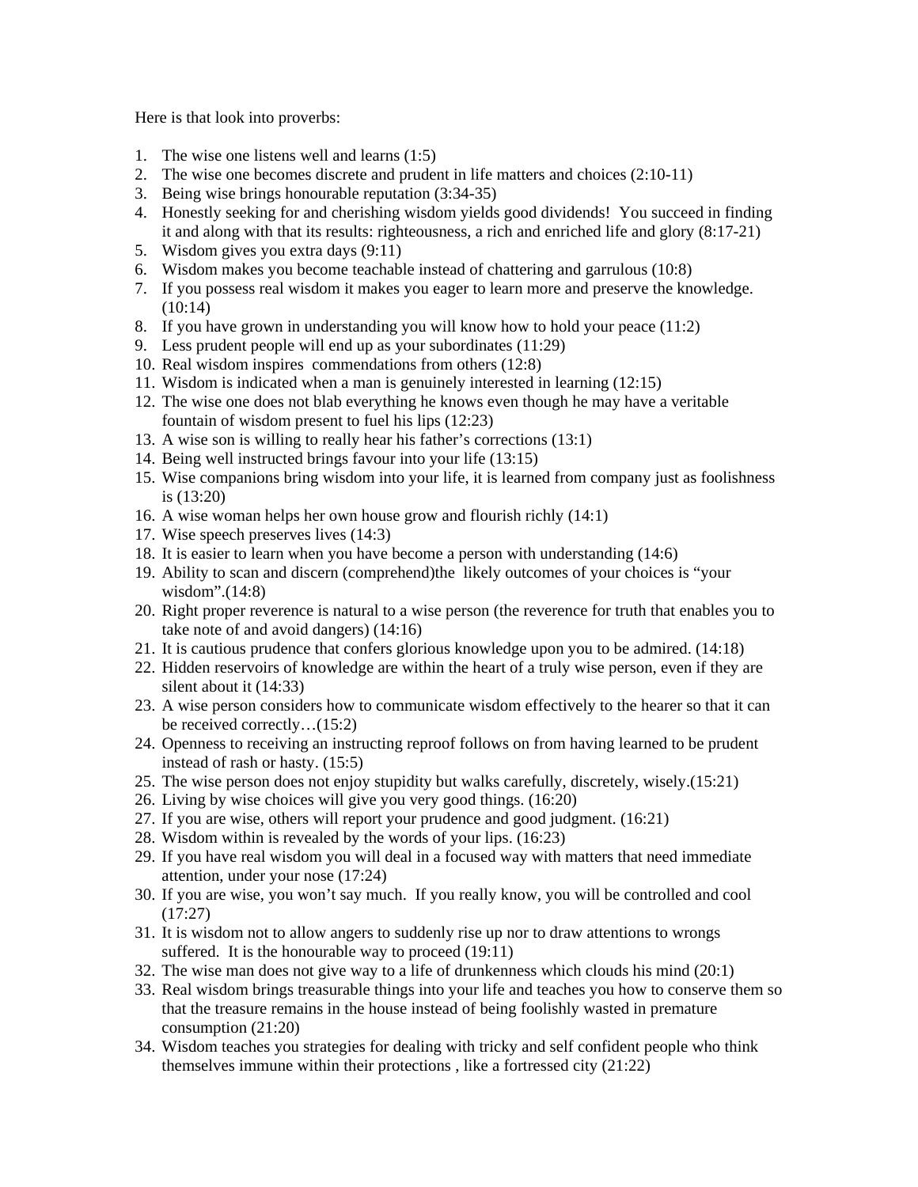Here is that look into proverbs:

1. The wise one listens well and learns (1:5)
2. The wise one becomes discrete and prudent in life matters and choices (2:10-11)
3. Being wise brings honourable reputation (3:34-35)
4. Honestly seeking for and cherishing wisdom yields good dividends! You succeed in finding it and along with that its results: righteousness, a rich and enriched life and glory (8:17-21)
5. Wisdom gives you extra days (9:11)
6. Wisdom makes you become teachable instead of chattering and garrulous (10:8)
7. If you possess real wisdom it makes you eager to learn more and preserve the knowledge. (10:14)
8. If you have grown in understanding you will know how to hold your peace (11:2)
9. Less prudent people will end up as your subordinates (11:29)
10. Real wisdom inspires commendations from others (12:8)
11. Wisdom is indicated when a man is genuinely interested in learning (12:15)
12. The wise one does not blab everything he knows even though he may have a veritable fountain of wisdom present to fuel his lips (12:23)
13. A wise son is willing to really hear his father's corrections (13:1)
14. Being well instructed brings favour into your life (13:15)
15. Wise companions bring wisdom into your life, it is learned from company just as foolishness is (13:20)
16. A wise woman helps her own house grow and flourish richly (14:1)
17. Wise speech preserves lives (14:3)
18. It is easier to learn when you have become a person with understanding (14:6)
19. Ability to scan and discern (comprehend)the likely outcomes of your choices is "your wisdom".(14:8)
20. Right proper reverence is natural to a wise person (the reverence for truth that enables you to take note of and avoid dangers) (14:16)
21. It is cautious prudence that confers glorious knowledge upon you to be admired. (14:18)
22. Hidden reservoirs of knowledge are within the heart of a truly wise person, even if they are silent about it (14:33)
23. A wise person considers how to communicate wisdom effectively to the hearer so that it can be received correctly…(15:2)
24. Openness to receiving an instructing reproof follows on from having learned to be prudent instead of rash or hasty. (15:5)
25. The wise person does not enjoy stupidity but walks carefully, discretely, wisely.(15:21)
26. Living by wise choices will give you very good things. (16:20)
27. If you are wise, others will report your prudence and good judgment. (16:21)
28. Wisdom within is revealed by the words of your lips. (16:23)
29. If you have real wisdom you will deal in a focused way with matters that need immediate attention, under your nose (17:24)
30. If you are wise, you won't say much. If you really know, you will be controlled and cool (17:27)
31. It is wisdom not to allow angers to suddenly rise up nor to draw attentions to wrongs suffered. It is the honourable way to proceed (19:11)
32. The wise man does not give way to a life of drunkenness which clouds his mind (20:1)
33. Real wisdom brings treasurable things into your life and teaches you how to conserve them so that the treasure remains in the house instead of being foolishly wasted in premature consumption (21:20)
34. Wisdom teaches you strategies for dealing with tricky and self confident people who think themselves immune within their protections , like a fortressed city (21:22)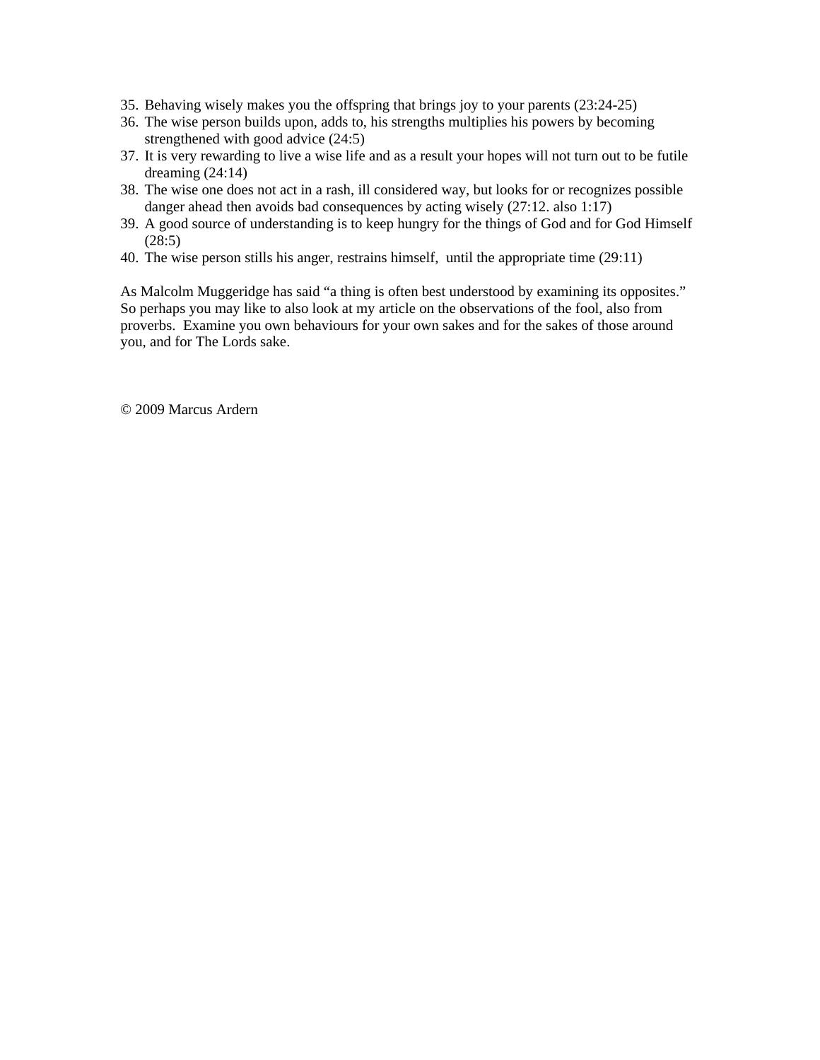35. Behaving wisely makes you the offspring that brings joy to your parents (23:24-25)
36. The wise person builds upon, adds to, his strengths multiplies his powers by becoming strengthened with good advice (24:5)
37. It is very rewarding to live a wise life and as a result your hopes will not turn out to be futile dreaming (24:14)
38. The wise one does not act in a rash, ill considered way, but looks for or recognizes possible danger ahead then avoids bad consequences by acting wisely (27:12. also 1:17)
39. A good source of understanding is to keep hungry for the things of God and for God Himself (28:5)
40. The wise person stills his anger, restrains himself, until the appropriate time (29:11)

As Malcolm Muggeridge has said "a thing is often best understood by examining its opposites." So perhaps you may like to also look at my article on the observations of the fool, also from proverbs. Examine you own behaviours for your own sakes and for the sakes of those around you, and for The Lords sake.

© 2009 Marcus Ardern